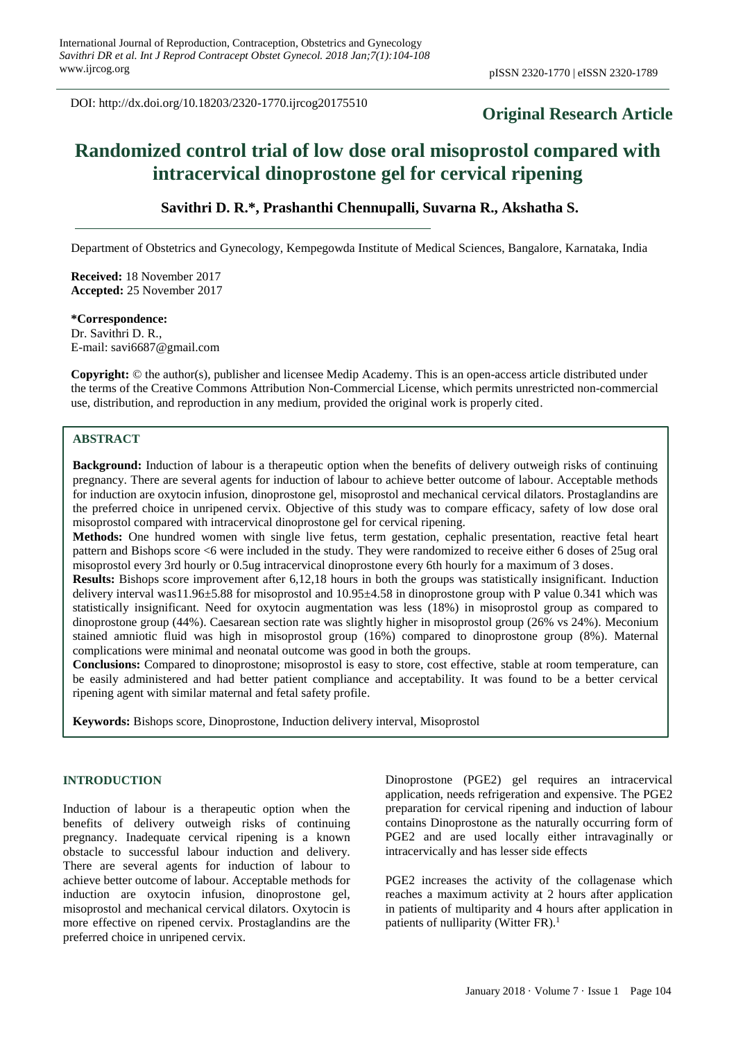DOI: http://dx.doi.org/10.18203/2320-1770.ijrcog20175510

**Original Research Article**

# Randomized control trial of low dose oral misoprostol compared with intracervical dinoprostone gel for cervical ripening

**Savithri D. R.*, Prashanthi Chennupalli, Suvarna R., Akshatha S.**

Department of Obstetrics and Gynecology, Kempegowda Institute of Medical Sciences, Bangalore, Karnataka, India

**Received:** 18 November 2017
**Accepted:** 25 November 2017

**\*Correspondence:**
Dr. Savithri D. R.,
E-mail: savi6687@gmail.com

**Copyright:** © the author(s), publisher and licensee Medip Academy. This is an open-access article distributed under the terms of the Creative Commons Attribution Non-Commercial License, which permits unrestricted non-commercial use, distribution, and reproduction in any medium, provided the original work is properly cited.

## ABSTRACT

**Background:** Induction of labour is a therapeutic option when the benefits of delivery outweigh risks of continuing pregnancy. There are several agents for induction of labour to achieve better outcome of labour. Acceptable methods for induction are oxytocin infusion, dinoprostone gel, misoprostol and mechanical cervical dilators. Prostaglandins are the preferred choice in unripened cervix. Objective of this study was to compare efficacy, safety of low dose oral misoprostol compared with intracervical dinoprostone gel for cervical ripening.

**Methods:** One hundred women with single live fetus, term gestation, cephalic presentation, reactive fetal heart pattern and Bishops score <6 were included in the study. They were randomized to receive either 6 doses of 25ug oral misoprostol every 3rd hourly or 0.5ug intracervical dinoprostone every 6th hourly for a maximum of 3 doses.

**Results:** Bishops score improvement after 6,12,18 hours in both the groups was statistically insignificant. Induction delivery interval was11.96±5.88 for misoprostol and 10.95±4.58 in dinoprostone group with P value 0.341 which was statistically insignificant. Need for oxytocin augmentation was less (18%) in misoprostol group as compared to dinoprostone group (44%). Caesarean section rate was slightly higher in misoprostol group (26% vs 24%). Meconium stained amniotic fluid was high in misoprostol group (16%) compared to dinoprostone group (8%). Maternal complications were minimal and neonatal outcome was good in both the groups.

**Conclusions:** Compared to dinoprostone; misoprostol is easy to store, cost effective, stable at room temperature, can be easily administered and had better patient compliance and acceptability. It was found to be a better cervical ripening agent with similar maternal and fetal safety profile.

**Keywords:** Bishops score, Dinoprostone, Induction delivery interval, Misoprostol

## INTRODUCTION

Induction of labour is a therapeutic option when the benefits of delivery outweigh risks of continuing pregnancy. Inadequate cervical ripening is a known obstacle to successful labour induction and delivery. There are several agents for induction of labour to achieve better outcome of labour. Acceptable methods for induction are oxytocin infusion, dinoprostone gel, misoprostol and mechanical cervical dilators. Oxytocin is more effective on ripened cervix. Prostaglandins are the preferred choice in unripened cervix.

Dinoprostone (PGE2) gel requires an intracervical application, needs refrigeration and expensive. The PGE2 preparation for cervical ripening and induction of labour contains Dinoprostone as the naturally occurring form of PGE2 and are used locally either intravaginally or intracervically and has lesser side effects

PGE2 increases the activity of the collagenase which reaches a maximum activity at 2 hours after application in patients of multiparity and 4 hours after application in patients of nulliparity (Witter FR).[1]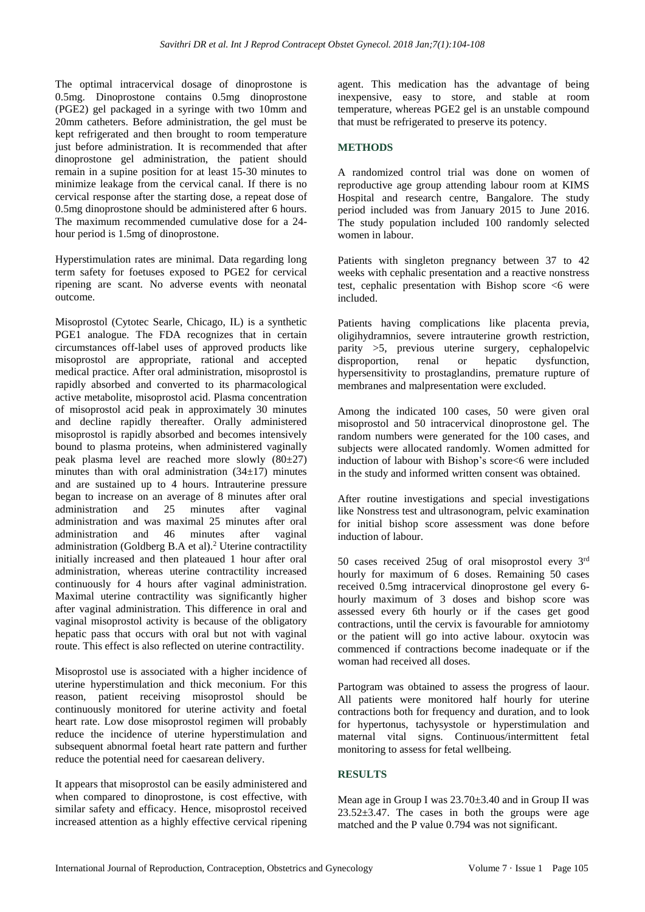The optimal intracervical dosage of dinoprostone is 0.5mg. Dinoprostone contains 0.5mg dinoprostone (PGE2) gel packaged in a syringe with two 10mm and 20mm catheters. Before administration, the gel must be kept refrigerated and then brought to room temperature just before administration. It is recommended that after dinoprostone gel administration, the patient should remain in a supine position for at least 15-30 minutes to minimize leakage from the cervical canal. If there is no cervical response after the starting dose, a repeat dose of 0.5mg dinoprostone should be administered after 6 hours. The maximum recommended cumulative dose for a 24-hour period is 1.5mg of dinoprostone.

Hyperstimulation rates are minimal. Data regarding long term safety for foetuses exposed to PGE2 for cervical ripening are scant. No adverse events with neonatal outcome.

Misoprostol (Cytotec Searle, Chicago, IL) is a synthetic PGE1 analogue. The FDA recognizes that in certain circumstances off-label uses of approved products like misoprostol are appropriate, rational and accepted medical practice. After oral administration, misoprostol is rapidly absorbed and converted to its pharmacological active metabolite, misoprostol acid. Plasma concentration of misoprostol acid peak in approximately 30 minutes and decline rapidly thereafter. Orally administered misoprostol is rapidly absorbed and becomes intensively bound to plasma proteins, when administered vaginally peak plasma level are reached more slowly (80±27) minutes than with oral administration (34±17) minutes and are sustained up to 4 hours. Intrauterine pressure began to increase on an average of 8 minutes after oral administration and 25 minutes after vaginal administration and was maximal 25 minutes after oral administration and 46 minutes after vaginal administration (Goldberg B.A et al).[2] Uterine contractility initially increased and then plateaued 1 hour after oral administration, whereas uterine contractility increased continuously for 4 hours after vaginal administration. Maximal uterine contractility was significantly higher after vaginal administration. This difference in oral and vaginal misoprostol activity is because of the obligatory hepatic pass that occurs with oral but not with vaginal route. This effect is also reflected on uterine contractility.

Misoprostol use is associated with a higher incidence of uterine hyperstimulation and thick meconium. For this reason, patient receiving misoprostol should be continuously monitored for uterine activity and foetal heart rate. Low dose misoprostol regimen will probably reduce the incidence of uterine hyperstimulation and subsequent abnormal foetal heart rate pattern and further reduce the potential need for caesarean delivery.

It appears that misoprostol can be easily administered and when compared to dinoprostone, is cost effective, with similar safety and efficacy. Hence, misoprostol received increased attention as a highly effective cervical ripening agent. This medication has the advantage of being inexpensive, easy to store, and stable at room temperature, whereas PGE2 gel is an unstable compound that must be refrigerated to preserve its potency.

## METHODS

A randomized control trial was done on women of reproductive age group attending labour room at KIMS Hospital and research centre, Bangalore. The study period included was from January 2015 to June 2016. The study population included 100 randomly selected women in labour.

Patients with singleton pregnancy between 37 to 42 weeks with cephalic presentation and a reactive nonstress test, cephalic presentation with Bishop score <6 were included.

Patients having complications like placenta previa, oligihydramnios, severe intrauterine growth restriction, parity >5, previous uterine surgery, cephalopelvic disproportion, renal or hepatic dysfunction, hypersensitivity to prostaglandins, premature rupture of membranes and malpresentation were excluded.

Among the indicated 100 cases, 50 were given oral misoprostol and 50 intracervical dinoprostone gel. The random numbers were generated for the 100 cases, and subjects were allocated randomly. Women admitted for induction of labour with Bishop's score<6 were included in the study and informed written consent was obtained.

After routine investigations and special investigations like Nonstress test and ultrasonogram, pelvic examination for initial bishop score assessment was done before induction of labour.

50 cases received 25ug of oral misoprostol every 3rd hourly for maximum of 6 doses. Remaining 50 cases received 0.5mg intracervical dinoprostone gel every 6-hourly maximum of 3 doses and bishop score was assessed every 6th hourly or if the cases get good contractions, until the cervix is favourable for amniotomy or the patient will go into active labour. oxytocin was commenced if contractions become inadequate or if the woman had received all doses.

Partogram was obtained to assess the progress of laour. All patients were monitored half hourly for uterine contractions both for frequency and duration, and to look for hypertonus, tachysystole or hyperstimulation and maternal vital signs. Continuous/intermittent fetal monitoring to assess for fetal wellbeing.

## RESULTS

Mean age in Group I was 23.70±3.40 and in Group II was 23.52±3.47. The cases in both the groups were age matched and the P value 0.794 was not significant.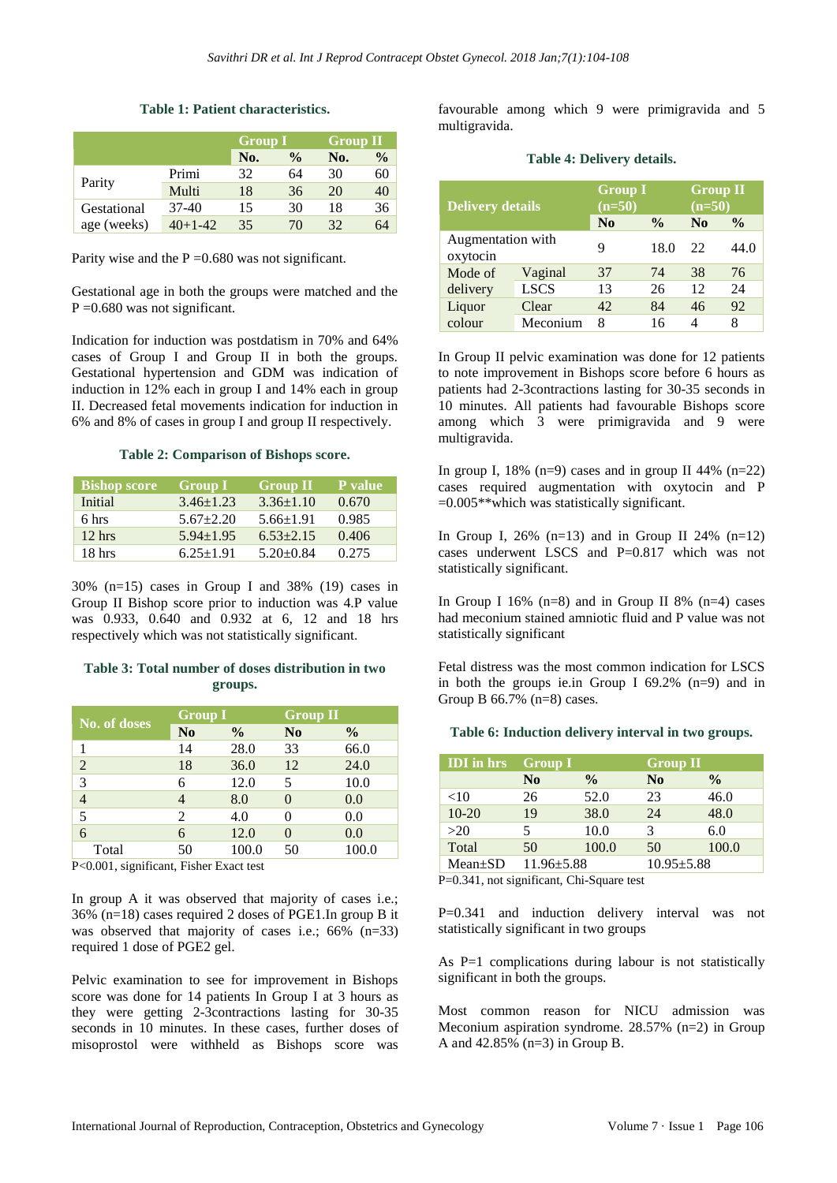**Table 1: Patient characteristics.**

| | | Group I | | Group II | |
|---|---|---|---|---|---|
| | | No. | % | No. | % |
| Parity | Primi | 32 | 64 | 30 | 60 |
| | Multi | 18 | 36 | 20 | 40 |
| Gestational age (weeks) | 37-40 | 15 | 30 | 18 | 36 |
| | 40+1-42 | 35 | 70 | 32 | 64 |

Parity wise and the P =0.680 was not significant.

Gestational age in both the groups were matched and the P =0.680 was not significant.

Indication for induction was postdatism in 70% and 64% cases of Group I and Group II in both the groups. Gestational hypertension and GDM was indication of induction in 12% each in group I and 14% each in group II. Decreased fetal movements indication for induction in 6% and 8% of cases in group I and group II respectively.

**Table 2: Comparison of Bishops score.**

| Bishop score | Group I | Group II | P value |
|---|---|---|---|
| Initial | 3.46±1.23 | 3.36±1.10 | 0.670 |
| 6 hrs | 5.67±2.20 | 5.66±1.91 | 0.985 |
| 12 hrs | 5.94±1.95 | 6.53±2.15 | 0.406 |
| 18 hrs | 6.25±1.91 | 5.20±0.84 | 0.275 |

30% (n=15) cases in Group I and 38% (19) cases in Group II Bishop score prior to induction was 4.P value was 0.933, 0.640 and 0.932 at 6, 12 and 18 hrs respectively which was not statistically significant.

**Table 3: Total number of doses distribution in two groups.**

| No. of doses | Group I | | Group II | |
|---|---|---|---|---|
| | No | % | No | % |
| 1 | 14 | 28.0 | 33 | 66.0 |
| 2 | 18 | 36.0 | 12 | 24.0 |
| 3 | 6 | 12.0 | 5 | 10.0 |
| 4 | 4 | 8.0 | 0 | 0.0 |
| 5 | 2 | 4.0 | 0 | 0.0 |
| 6 | 6 | 12.0 | 0 | 0.0 |
| Total | 50 | 100.0 | 50 | 100.0 |

P<0.001, significant, Fisher Exact test

In group A it was observed that majority of cases i.e.; 36% (n=18) cases required 2 doses of PGE1.In group B it was observed that majority of cases i.e.; 66% (n=33) required 1 dose of PGE2 gel.

Pelvic examination to see for improvement in Bishops score was done for 14 patients In Group I at 3 hours as they were getting 2-3contractions lasting for 30-35 seconds in 10 minutes. In these cases, further doses of misoprostol were withheld as Bishops score was favourable among which 9 were primigravida and 5 multigravida.

**Table 4: Delivery details.**

| Delivery details | | Group I (n=50) | | Group II (n=50) | |
|---|---|---|---|---|---|
| | | No | % | No | % |
| Augmentation with oxytocin | | 9 | 18.0 | 22 | 44.0 |
| Mode of delivery | Vaginal | 37 | 74 | 38 | 76 |
| | LSCS | 13 | 26 | 12 | 24 |
| Liquor colour | Clear | 42 | 84 | 46 | 92 |
| | Meconium | 8 | 16 | 4 | 8 |

In Group II pelvic examination was done for 12 patients to note improvement in Bishops score before 6 hours as patients had 2-3contractions lasting for 30-35 seconds in 10 minutes. All patients had favourable Bishops score among which 3 were primigravida and 9 were multigravida.

In group I, 18% (n=9) cases and in group II 44% (n=22) cases required augmentation with oxytocin and P =0.005**which was statistically significant.

In Group I, 26% (n=13) and in Group II 24% (n=12) cases underwent LSCS and P=0.817 which was not statistically significant.

In Group I 16% (n=8) and in Group II 8% (n=4) cases had meconium stained amniotic fluid and P value was not statistically significant

Fetal distress was the most common indication for LSCS in both the groups ie.in Group I 69.2% (n=9) and in Group B 66.7% (n=8) cases.

**Table 6: Induction delivery interval in two groups.**

| IDI in hrs | Group I | | Group II | |
|---|---|---|---|---|
| | No | % | No | % |
| <10 | 26 | 52.0 | 23 | 46.0 |
| 10-20 | 19 | 38.0 | 24 | 48.0 |
| >20 | 5 | 10.0 | 3 | 6.0 |
| Total | 50 | 100.0 | 50 | 100.0 |
| Mean±SD | 11.96±5.88 | | 10.95±5.88 | |

P=0.341, not significant, Chi-Square test

P=0.341 and induction delivery interval was not statistically significant in two groups

As P=1 complications during labour is not statistically significant in both the groups.

Most common reason for NICU admission was Meconium aspiration syndrome. 28.57% (n=2) in Group A and 42.85% (n=3) in Group B.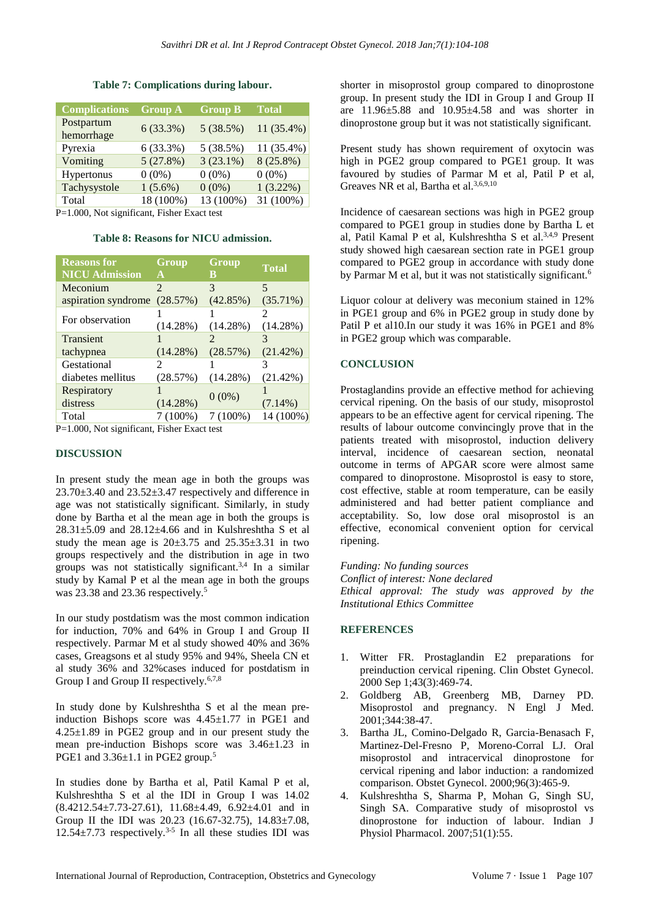**Table 7: Complications during labour.**

| Complications | Group A | Group B | Total |
|---|---|---|---|
| Postpartum hemorrhage | 6 (33.3%) | 5 (38.5%) | 11 (35.4%) |
| Pyrexia | 6 (33.3%) | 5 (38.5%) | 11 (35.4%) |
| Vomiting | 5 (27.8%) | 3 (23.1%) | 8 (25.8%) |
| Hypertonus | 0 (0%) | 0 (0%) | 0 (0%) |
| Tachysystole | 1 (5.6%) | 0 (0%) | 1 (3.22%) |
| Total | 18 (100%) | 13 (100%) | 31 (100%) |

P=1.000, Not significant, Fisher Exact test

**Table 8: Reasons for NICU admission.**

| Reasons for NICU Admission | Group A | Group B | Total |
|---|---|---|---|
| Meconium aspiration syndrome | 2 (28.57%) | 3 (42.85%) | 5 (35.71%) |
| For observation | 1 (14.28%) | 1 (14.28%) | 2 (14.28%) |
| Transient tachypnea | 1 (14.28%) | 2 (28.57%) | 3 (21.42%) |
| Gestational diabetes mellitus | 2 (28.57%) | 1 (14.28%) | 3 (21.42%) |
| Respiratory distress | 1 (14.28%) | 0 (0%) | 1 (7.14%) |
| Total | 7 (100%) | 7 (100%) | 14 (100%) |

P=1.000, Not significant, Fisher Exact test

## DISCUSSION

In present study the mean age in both the groups was 23.70±3.40 and 23.52±3.47 respectively and difference in age was not statistically significant. Similarly, in study done by Bartha et al the mean age in both the groups is 28.31±5.09 and 28.12±4.66 and in Kulshreshtha S et al study the mean age is 20±3.75 and 25.35±3.31 in two groups respectively and the distribution in age in two groups was not statistically significant.[3,4] In a similar study by Kamal P et al the mean age in both the groups was 23.38 and 23.36 respectively.[5]

In our study postdatism was the most common indication for induction, 70% and 64% in Group I and Group II respectively. Parmar M et al study showed 40% and 36% cases, Greagsons et al study 95% and 94%, Sheela CN et al study 36% and 32%cases induced for postdatism in Group I and Group II respectively.[6,7,8]

In study done by Kulshreshtha S et al the mean pre-induction Bishops score was 4.45±1.77 in PGE1 and 4.25±1.89 in PGE2 group and in our present study the mean pre-induction Bishops score was 3.46±1.23 in PGE1 and 3.36±1.1 in PGE2 group.[5]

In studies done by Bartha et al, Patil Kamal P et al, Kulshreshtha S et al the IDI in Group I was 14.02 (8.4212.54±7.73-27.61), 11.68±4.49, 6.92±4.01 and in Group II the IDI was 20.23 (16.67-32.75), 14.83±7.08, 12.54±7.73 respectively.[3-5] In all these studies IDI was shorter in misoprostol group compared to dinoprostone group. In present study the IDI in Group I and Group II are 11.96±5.88 and 10.95±4.58 and was shorter in dinoprostone group but it was not statistically significant.

Present study has shown requirement of oxytocin was high in PGE2 group compared to PGE1 group. It was favoured by studies of Parmar M et al, Patil P et al, Greaves NR et al, Bartha et al.[3,6,9,10]

Incidence of caesarean sections was high in PGE2 group compared to PGE1 group in studies done by Bartha L et al, Patil Kamal P et al, Kulshreshtha S et al.[3,4,9] Present study showed high caesarean section rate in PGE1 group compared to PGE2 group in accordance with study done by Parmar M et al, but it was not statistically significant.[6]

Liquor colour at delivery was meconium stained in 12% in PGE1 group and 6% in PGE2 group in study done by Patil P et al10.In our study it was 16% in PGE1 and 8% in PGE2 group which was comparable.

## CONCLUSION

Prostaglandins provide an effective method for achieving cervical ripening. On the basis of our study, misoprostol appears to be an effective agent for cervical ripening. The results of labour outcome convincingly prove that in the patients treated with misoprostol, induction delivery interval, incidence of caesarean section, neonatal outcome in terms of APGAR score were almost same compared to dinoprostone. Misoprostol is easy to store, cost effective, stable at room temperature, can be easily administered and had better patient compliance and acceptability. So, low dose oral misoprostol is an effective, economical convenient option for cervical ripening.

*Funding: No funding sources*
*Conflict of interest: None declared*
*Ethical approval: The study was approved by the Institutional Ethics Committee*

## REFERENCES

1. Witter FR. Prostaglandin E2 preparations for preinduction cervical ripening. Clin Obstet Gynecol. 2000 Sep 1;43(3):469-74.
2. Goldberg AB, Greenberg MB, Darney PD. Misoprostol and pregnancy. N Engl J Med. 2001;344:38-47.
3. Bartha JL, Comino-Delgado R, Garcia-Benasach F, Martinez-Del-Fresno P, Moreno-Corral LJ. Oral misoprostol and intracervical dinoprostone for cervical ripening and labor induction: a randomized comparison. Obstet Gynecol. 2000;96(3):465-9.
4. Kulshreshtha S, Sharma P, Mohan G, Singh SU, Singh SA. Comparative study of misoprostol vs dinoprostone for induction of labour. Indian J Physiol Pharmacol. 2007;51(1):55.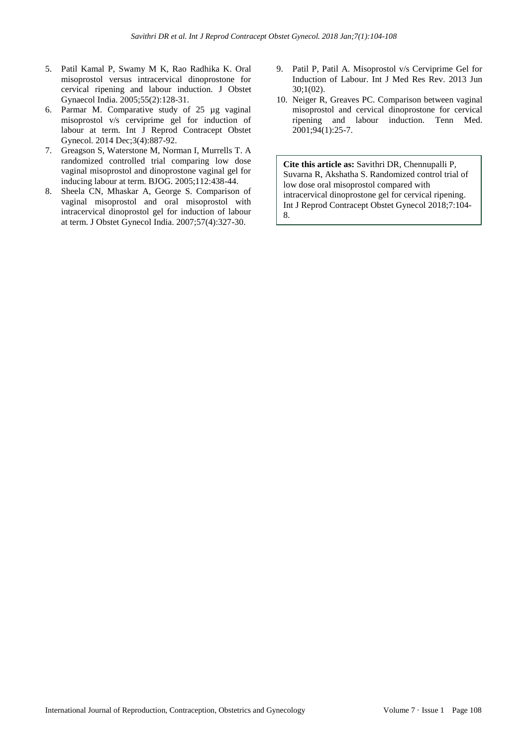5. Patil Kamal P, Swamy M K, Rao Radhika K. Oral misoprostol versus intracervical dinoprostone for cervical ripening and labour induction. J Obstet Gynaecol India. 2005;55(2):128-31.
6. Parmar M. Comparative study of 25 µg vaginal misoprostol v/s cerviprime gel for induction of labour at term. Int J Reprod Contracept Obstet Gynecol. 2014 Dec;3(4):887-92.
7. Greagson S, Waterstone M, Norman I, Murrells T. A randomized controlled trial comparing low dose vaginal misoprostol and dinoprostone vaginal gel for inducing labour at term. BJOG. 2005;112:438-44.
8. Sheela CN, Mhaskar A, George S. Comparison of vaginal misoprostol and oral misoprostol with intracervical dinoprostol gel for induction of labour at term. J Obstet Gynecol India. 2007;57(4):327-30.
9. Patil P, Patil A. Misoprostol v/s Cerviprime Gel for Induction of Labour. Int J Med Res Rev. 2013 Jun 30;1(02).
10. Neiger R, Greaves PC. Comparison between vaginal misoprostol and cervical dinoprostone for cervical ripening and labour induction. Tenn Med. 2001;94(1):25-7.

**Cite this article as:** Savithri DR, Chennupalli P, Suvarna R, Akshatha S. Randomized control trial of low dose oral misoprostol compared with intracervical dinoprostone gel for cervical ripening. Int J Reprod Contracept Obstet Gynecol 2018;7:104-8.